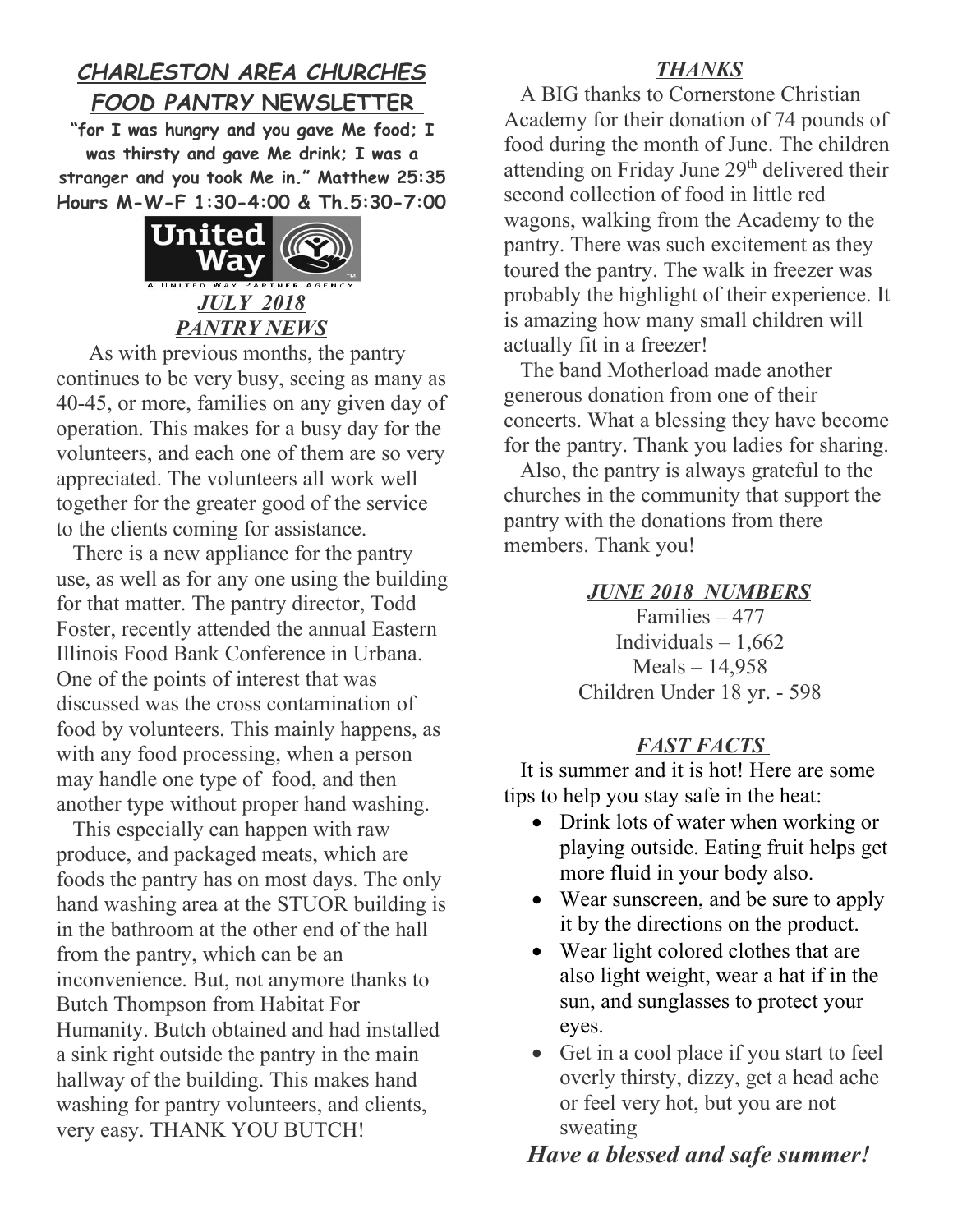# CHARLESTON AREA CHURCHES FOOD PANTRY NEWSLETTER

**"for I was hungry and you gave Me food; I was thirsty and gave Me drink; I was a stranger and you took Me in." Matthew 25:35**

**Hours M-W-F 1:30-4:00 & Th.5:30-7:00**

United Way
A UNITED WAY PARTNER AGENCY

## *JULY 2018*

## *PANTRY NEWS*

As with previous months, the pantry continues to be very busy, seeing as many as 40-45, or more, families on any given day of operation. This makes for a busy day for the volunteers, and each one of them are so very appreciated. The volunteers all work well together for the greater good of the service to the clients coming for assistance.

There is a new appliance for the pantry use, as well as for any one using the building for that matter. The pantry director, Todd Foster, recently attended the annual Eastern Illinois Food Bank Conference in Urbana. One of the points of interest that was discussed was the cross contamination of food by volunteers. This mainly happens, as with any food processing, when a person may handle one type of food, and then another type without proper hand washing.

This especially can happen with raw produce, and packaged meats, which are foods the pantry has on most days. The only hand washing area at the STUOR building is in the bathroom at the other end of the hall from the pantry, which can be an inconvenience. But, not anymore thanks to Butch Thompson from Habitat For Humanity. Butch obtained and had installed a sink right outside the pantry in the main hallway of the building. This makes hand washing for pantry volunteers, and clients, very easy. THANK YOU BUTCH!

## *THANKS*

A BIG thanks to Cornerstone Christian Academy for their donation of 74 pounds of food during the month of June. The children attending on Friday June 29th delivered their second collection of food in little red wagons, walking from the Academy to the pantry. There was such excitement as they toured the pantry. The walk in freezer was probably the highlight of their experience. It is amazing how many small children will actually fit in a freezer!

The band Motherload made another generous donation from one of their concerts. What a blessing they have become for the pantry. Thank you ladies for sharing.

Also, the pantry is always grateful to the churches in the community that support the pantry with the donations from there members. Thank you!

## *JUNE 2018 NUMBERS*

Families – 477
Individuals – 1,662
Meals – 14,958
Children Under 18 yr. - 598

## *FAST FACTS*

It is summer and it is hot! Here are some tips to help you stay safe in the heat:

- Drink lots of water when working or playing outside. Eating fruit helps get more fluid in your body also.
- Wear sunscreen, and be sure to apply it by the directions on the product.
- Wear light colored clothes that are also light weight, wear a hat if in the sun, and sunglasses to protect your eyes.
- Get in a cool place if you start to feel overly thirsty, dizzy, get a head ache or feel very hot, but you are not sweating

***Have a blessed and safe summer!***